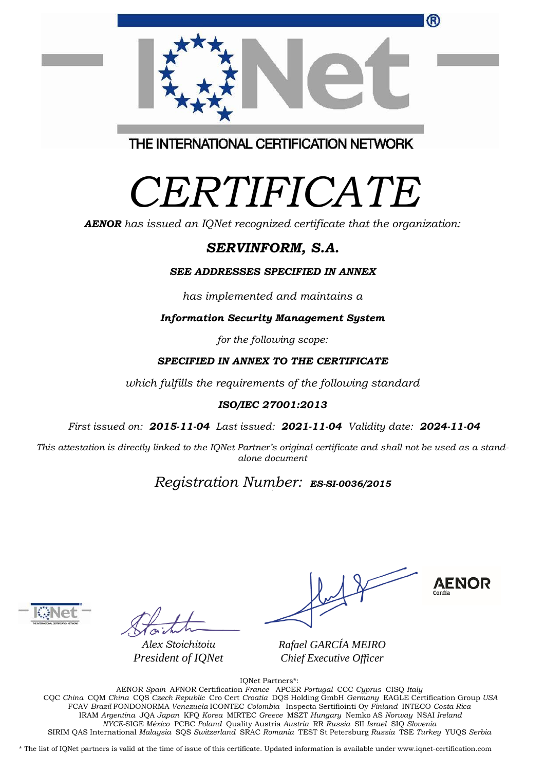THE INTERNATIONAL CERTIFICATION NETWORK

# *CERTIFICATE*

***AENOR*** *has issued an IQNet recognized certificate that the organization:*

## ***SERVINFORM, S.A.***

***SEE ADDRESSES SPECIFIED IN ANNEX***

*has implemented and maintains a*

***Information Security Management System***

*for the following scope:*

***SPECIFIED IN ANNEX TO THE CERTIFICATE***

*which fulfills the requirements of the following standard*

***ISO/IEC 27001:2013***

*First issued on:* ***2015-11-04*** *Last issued:* ***2021-11-04*** *Validity date:* ***2024-11-04***

*This attestation is directly linked to the IQNet Partner's original certificate and shall not be used as a stand-alone document*

*Registration Number:* ***ES-SI-0036/2015***

*Alex Stoichitoiu*
*President of IQNet*

*Rafael GARCÍA MEIRO*
*Chief Executive Officer*

AENOR Confía

IQNet Partners*:

AENOR *Spain* AFNOR Certification *France* APCER *Portugal* CCC *Cyprus* CISQ *Italy*
CQC *China* CQM *China* CQS *Czech Republic* Cro Cert *Croatia* DQS Holding GmbH *Germany* EAGLE Certification Group *USA*
FCAV *Brazil* FONDONORMA *Venezuela* ICONTEC *Colombia* Inspecta Sertifiointi Oy *Finland* INTECO *Costa Rica*
IRAM *Argentina* JQA *Japan* KFQ *Korea* MIRTEC *Greece* MSZT *Hungary* Nemko AS *Norway* NSAI *Ireland*
*NYCE*-SIGE *México* PCBC *Poland* Quality Austria *Austria* RR *Russia* SII *Israel* SIQ *Slovenia*
SIRIM QAS International *Malaysia* SQS *Switzerland* SRAC *Romania* TEST St Petersburg *Russia* TSE *Turkey* YUQS *Serbia*

* The list of IQNet partners is valid at the time of issue of this certificate. Updated information is available under www.iqnet-certification.com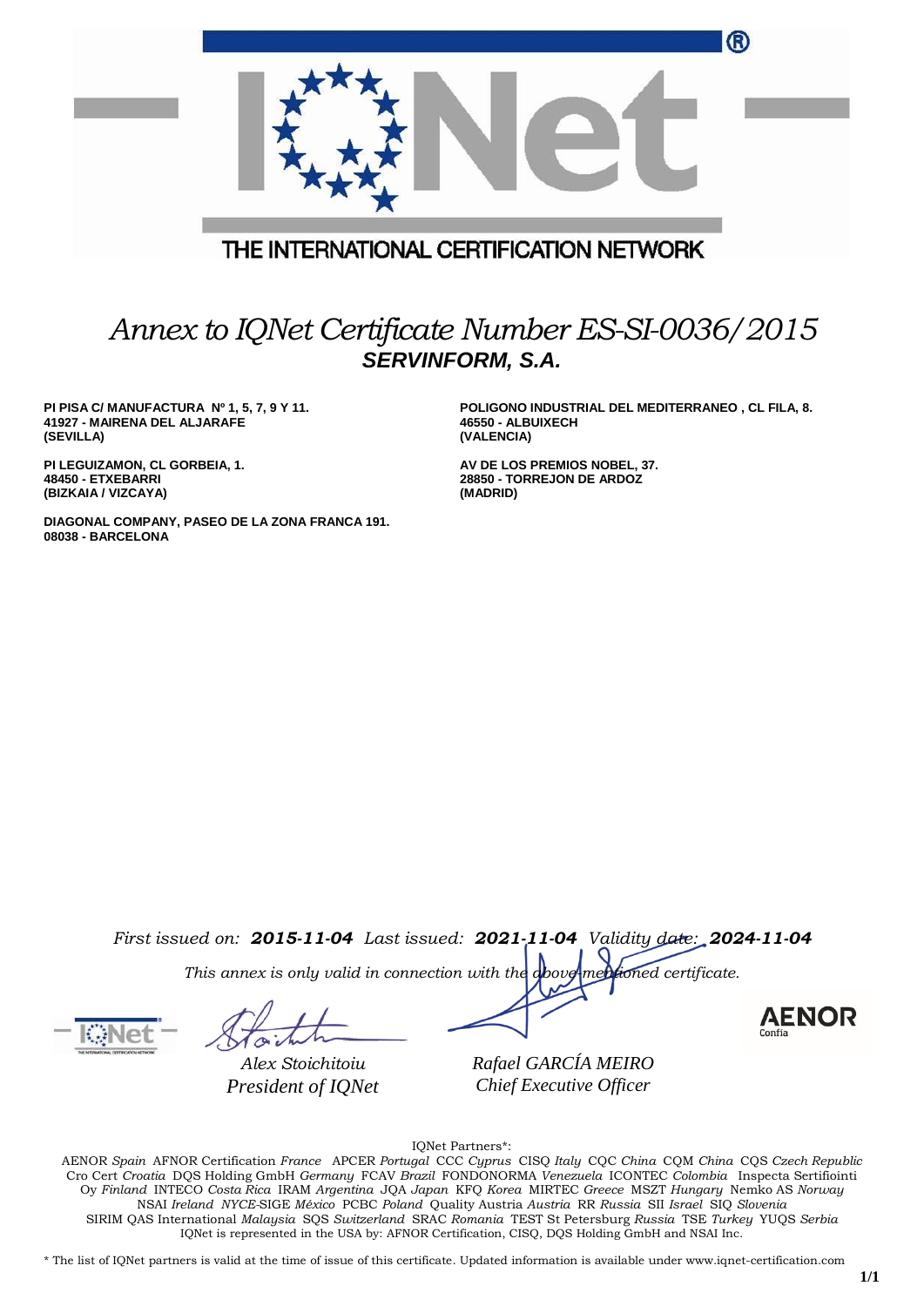THE INTERNATIONAL CERTIFICATION NETWORK

# *Annex to IQNet Certificate Number ES-SI-0036/2015*

## ***SERVINFORM, S.A.***

**PI PISA C/ MANUFACTURA Nº 1, 5, 7, 9 Y 11.**
**41927 - MAIRENA DEL ALJARAFE**
**(SEVILLA)**

**POLIGONO INDUSTRIAL DEL MEDITERRANEO , CL FILA, 8.**
**46550 - ALBUIXECH**
**(VALENCIA)**

**PI LEGUIZAMON, CL GORBEIA, 1.**
**48450 - ETXEBARRI**
**(BIZKAIA / VIZCAYA)**

**AV DE LOS PREMIOS NOBEL, 37.**
**28850 - TORREJON DE ARDOZ**
**(MADRID)**

**DIAGONAL COMPANY, PASEO DE LA ZONA FRANCA 191.**
**08038 - BARCELONA**

*First issued on:* ***2015-11-04*** *Last issued:* ***2021-11-04*** *Validity date:* ***2024-11-04***

*This annex is only valid in connection with the above-mentioned certificate.*

*Alex Stoichitoiu*
*President of IQNet*

*Rafael GARCÍA MEIRO*
*Chief Executive Officer*

AENOR Confía

IQNet Partners*:

AENOR *Spain* AFNOR Certification *France* APCER *Portugal* CCC *Cyprus* CISQ *Italy* CQC *China* CQM *China* CQS *Czech Republic* Cro Cert *Croatia* DQS Holding GmbH *Germany* FCAV *Brazil* FONDONORMA *Venezuela* ICONTEC *Colombia* Inspecta Sertifiointi Oy *Finland* INTECO *Costa Rica* IRAM *Argentina* JQA *Japan* KFQ *Korea* MIRTEC *Greece* MSZT *Hungary* Nemko AS *Norway* NSAI *Ireland* *NYCE*-SIGE *México* PCBC *Poland* Quality Austria *Austria* RR *Russia* SII *Israel* SIQ *Slovenia* SIRIM QAS International *Malaysia* SQS *Switzerland* SRAC *Romania* TEST St Petersburg *Russia* TSE *Turkey* YUQS *Serbia*
IQNet is represented in the USA by: AFNOR Certification, CISQ, DQS Holding GmbH and NSAI Inc.

\* The list of IQNet partners is valid at the time of issue of this certificate. Updated information is available under www.iqnet-certification.com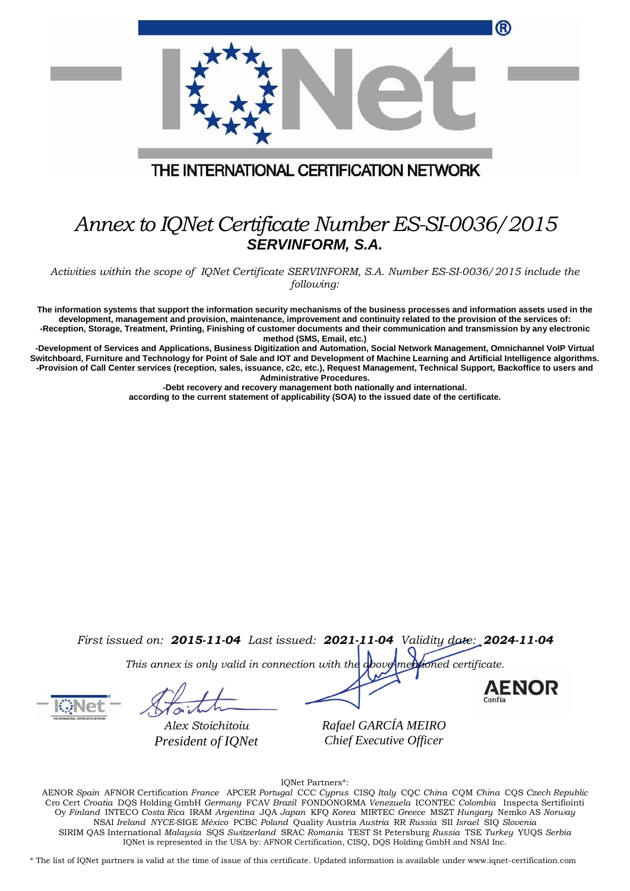THE INTERNATIONAL CERTIFICATION NETWORK

# *Annex to IQNet Certificate Number ES-SI-0036/2015*

## ***SERVINFORM, S.A.***

*Activities within the scope of IQNet Certificate SERVINFORM, S.A. Number ES-SI-0036/2015 include the following:*

**The information systems that support the information security mechanisms of the business processes and information assets used in the development, management and provision, maintenance, improvement and continuity related to the provision of the services of:**
**-Reception, Storage, Treatment, Printing, Finishing of customer documents and their communication and transmission by any electronic method (SMS, Email, etc.)**
**-Development of Services and Applications, Business Digitization and Automation, Social Network Management, Omnichannel VoIP Virtual Switchboard, Furniture and Technology for Point of Sale and IOT and Development of Machine Learning and Artificial Intelligence algorithms.**
**-Provision of Call Center services (reception, sales, issuance, c2c, etc.), Request Management, Technical Support, Backoffice to users and Administrative Procedures.**
**-Debt recovery and recovery management both nationally and international.**
**according to the current statement of applicability (SOA) to the issued date of the certificate.**

*First issued on:* ***2015-11-04*** *Last issued:* ***2021-11-04*** *Validity date:* ***2024-11-04***

*This annex is only valid in connection with the above-mentioned certificate.*

*Alex Stoichitoiu*
*President of IQNet*

*Rafael GARCÍA MEIRO*
*Chief Executive Officer*

AENOR Confía

IQNet Partners*:

AENOR *Spain* AFNOR Certification *France* APCER *Portugal* CCC *Cyprus* CISQ *Italy* CQC *China* CQM *China* CQS *Czech Republic* Cro Cert *Croatia* DQS Holding GmbH *Germany* FCAV *Brazil* FONDONORMA *Venezuela* ICONTEC *Colombia* Inspecta Sertifiointi Oy *Finland* INTECO *Costa Rica* IRAM *Argentina* JQA *Japan* KFQ *Korea* MIRTEC *Greece* MSZT *Hungary* Nemko AS *Norway* NSAI *Ireland* *NYCE*-SIGE *México* PCBC *Poland* Quality Austria *Austria* RR *Russia* SII *Israel* SIQ *Slovenia* SIRIM QAS International *Malaysia* SQS *Switzerland* SRAC *Romania* TEST St Petersburg *Russia* TSE *Turkey* YUQS *Serbia*
IQNet is represented in the USA by: AFNOR Certification, CISQ, DQS Holding GmbH and NSAI Inc.

* The list of IQNet partners is valid at the time of issue of this certificate. Updated information is available under www.iqnet-certification.com